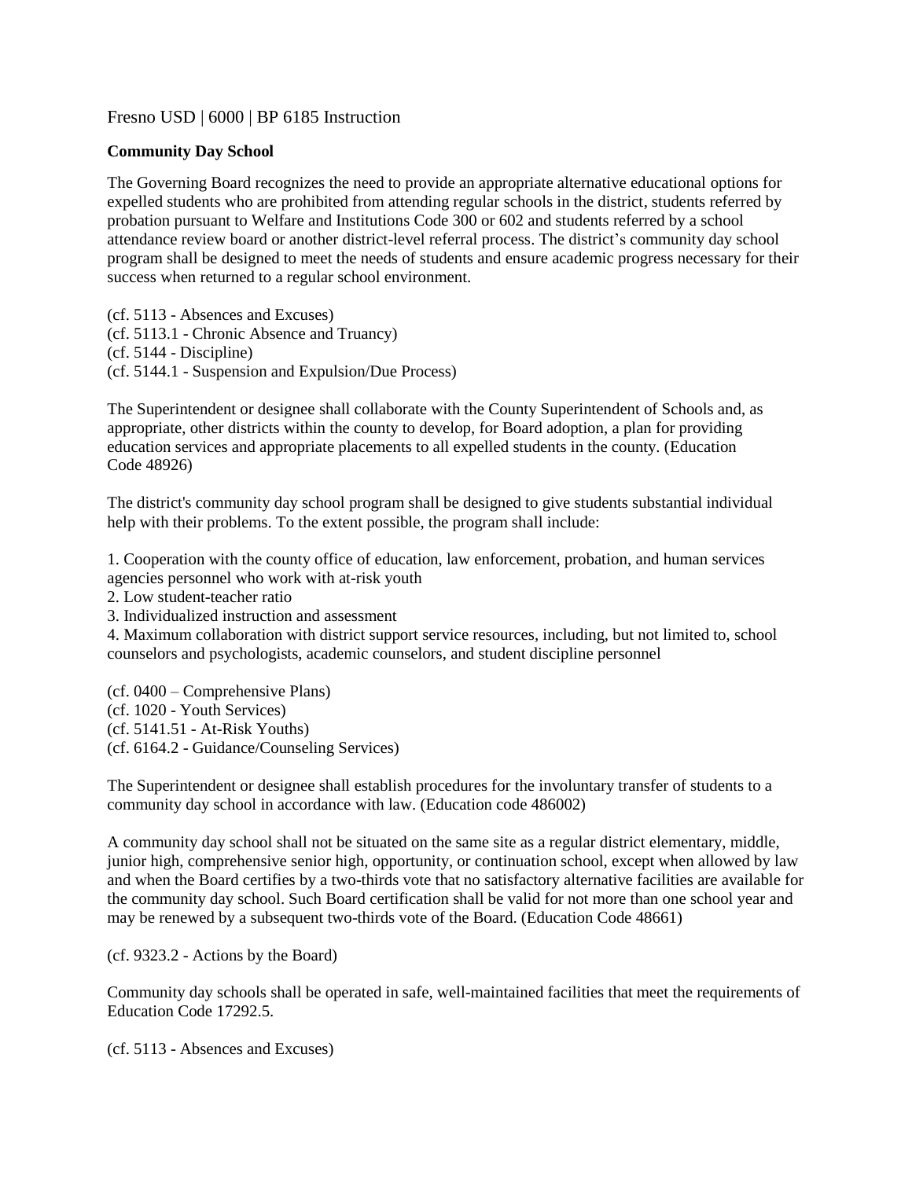Fresno USD | 6000 | BP 6185 Instruction

**Community Day School**

The Governing Board recognizes the need to provide an appropriate alternative educational options for expelled students who are prohibited from attending regular schools in the district, students referred by probation pursuant to Welfare and Institutions Code 300 or 602 and students referred by a school attendance review board or another district-level referral process. The district's community day school program shall be designed to meet the needs of students and ensure academic progress necessary for their success when returned to a regular school environment.

(cf. 5113 - Absences and Excuses)
(cf. 5113.1 - Chronic Absence and Truancy)
(cf. 5144 - Discipline)
(cf. 5144.1 - Suspension and Expulsion/Due Process)

The Superintendent or designee shall collaborate with the County Superintendent of Schools and, as appropriate, other districts within the county to develop, for Board adoption, a plan for providing education services and appropriate placements to all expelled students in the county. (Education Code 48926)

The district's community day school program shall be designed to give students substantial individual help with their problems. To the extent possible, the program shall include:

1. Cooperation with the county office of education, law enforcement, probation, and human services agencies personnel who work with at-risk youth
2. Low student-teacher ratio
3. Individualized instruction and assessment
4. Maximum collaboration with district support service resources, including, but not limited to, school counselors and psychologists, academic counselors, and student discipline personnel

(cf. 0400 – Comprehensive Plans)
(cf. 1020 - Youth Services)
(cf. 5141.51 - At-Risk Youths)
(cf. 6164.2 - Guidance/Counseling Services)

The Superintendent or designee shall establish procedures for the involuntary transfer of students to a community day school in accordance with law. (Education code 486002)

A community day school shall not be situated on the same site as a regular district elementary, middle, junior high, comprehensive senior high, opportunity, or continuation school, except when allowed by law and when the Board certifies by a two-thirds vote that no satisfactory alternative facilities are available for the community day school. Such Board certification shall be valid for not more than one school year and may be renewed by a subsequent two-thirds vote of the Board. (Education Code 48661)

(cf. 9323.2 - Actions by the Board)

Community day schools shall be operated in safe, well-maintained facilities that meet the requirements of Education Code 17292.5.

(cf. 5113 - Absences and Excuses)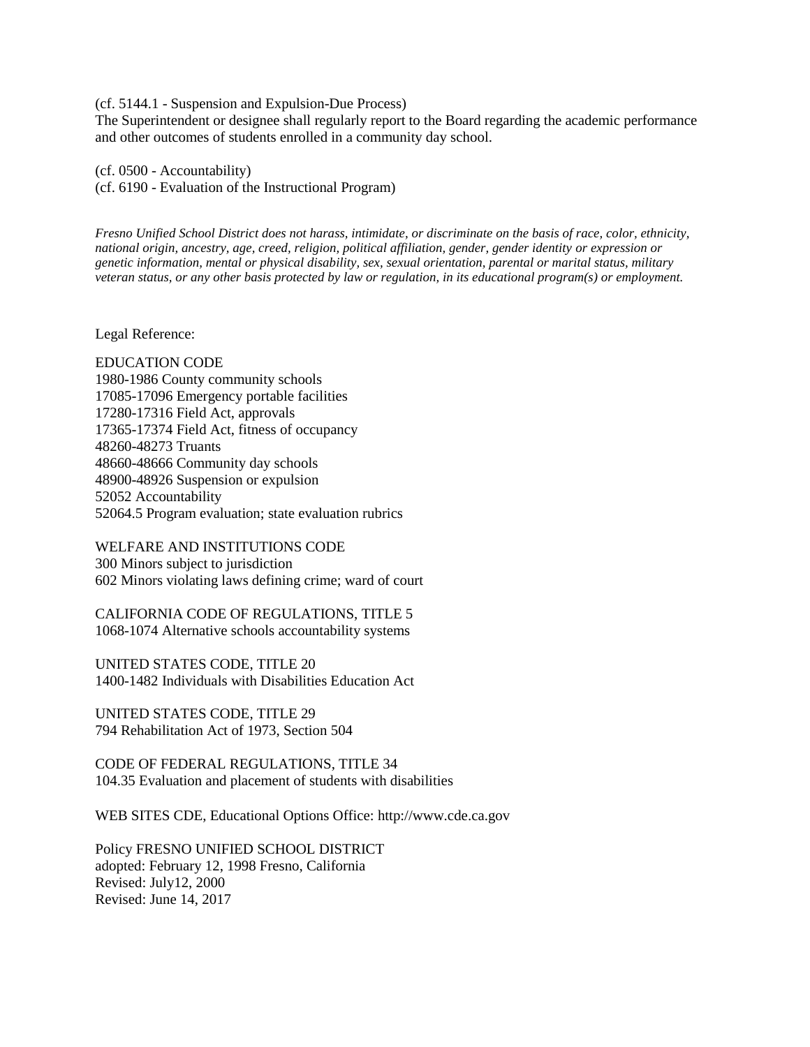(cf. 5144.1 - Suspension and Expulsion-Due Process)
The Superintendent or designee shall regularly report to the Board regarding the academic performance and other outcomes of students enrolled in a community day school.

(cf. 0500 - Accountability)
(cf. 6190 - Evaluation of the Instructional Program)

*Fresno Unified School District does not harass, intimidate, or discriminate on the basis of race, color, ethnicity, national origin, ancestry, age, creed, religion, political affiliation, gender, gender identity or expression or genetic information, mental or physical disability, sex, sexual orientation, parental or marital status, military veteran status, or any other basis protected by law or regulation, in its educational program(s) or employment.*

Legal Reference:

EDUCATION CODE
1980-1986 County community schools
17085-17096 Emergency portable facilities
17280-17316 Field Act, approvals
17365-17374 Field Act, fitness of occupancy
48260-48273 Truants
48660-48666 Community day schools
48900-48926 Suspension or expulsion
52052 Accountability
52064.5 Program evaluation; state evaluation rubrics

WELFARE AND INSTITUTIONS CODE
300 Minors subject to jurisdiction
602 Minors violating laws defining crime; ward of court

CALIFORNIA CODE OF REGULATIONS, TITLE 5
1068-1074 Alternative schools accountability systems

UNITED STATES CODE, TITLE 20
1400-1482 Individuals with Disabilities Education Act

UNITED STATES CODE, TITLE 29
794 Rehabilitation Act of 1973, Section 504

CODE OF FEDERAL REGULATIONS, TITLE 34
104.35 Evaluation and placement of students with disabilities

WEB SITES CDE, Educational Options Office: http://www.cde.ca.gov

Policy FRESNO UNIFIED SCHOOL DISTRICT
adopted: February 12, 1998 Fresno, California
Revised: July12, 2000
Revised: June 14, 2017